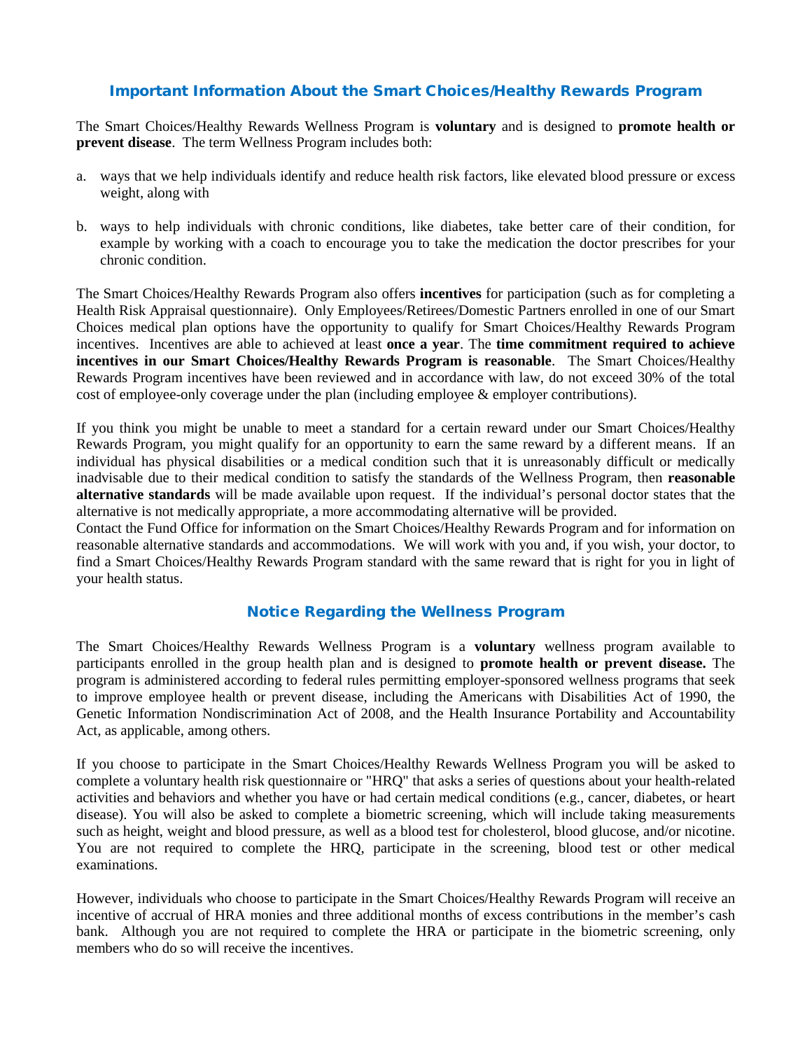## Important Information About the Smart Choices/Healthy Rewards Program

The Smart Choices/Healthy Rewards Wellness Program is **voluntary** and is designed to **promote health or prevent disease**. The term Wellness Program includes both:

a. ways that we help individuals identify and reduce health risk factors, like elevated blood pressure or excess weight, along with

b. ways to help individuals with chronic conditions, like diabetes, take better care of their condition, for example by working with a coach to encourage you to take the medication the doctor prescribes for your chronic condition.

The Smart Choices/Healthy Rewards Program also offers **incentives** for participation (such as for completing a Health Risk Appraisal questionnaire). Only Employees/Retirees/Domestic Partners enrolled in one of our Smart Choices medical plan options have the opportunity to qualify for Smart Choices/Healthy Rewards Program incentives. Incentives are able to achieved at least **once a year**. The **time commitment required to achieve incentives in our Smart Choices/Healthy Rewards Program is reasonable**. The Smart Choices/Healthy Rewards Program incentives have been reviewed and in accordance with law, do not exceed 30% of the total cost of employee-only coverage under the plan (including employee & employer contributions).

If you think you might be unable to meet a standard for a certain reward under our Smart Choices/Healthy Rewards Program, you might qualify for an opportunity to earn the same reward by a different means. If an individual has physical disabilities or a medical condition such that it is unreasonably difficult or medically inadvisable due to their medical condition to satisfy the standards of the Wellness Program, then **reasonable alternative standards** will be made available upon request. If the individual's personal doctor states that the alternative is not medically appropriate, a more accommodating alternative will be provided.
Contact the Fund Office for information on the Smart Choices/Healthy Rewards Program and for information on reasonable alternative standards and accommodations. We will work with you and, if you wish, your doctor, to find a Smart Choices/Healthy Rewards Program standard with the same reward that is right for you in light of your health status.

## Notice Regarding the Wellness Program

The Smart Choices/Healthy Rewards Wellness Program is a **voluntary** wellness program available to participants enrolled in the group health plan and is designed to **promote health or prevent disease.** The program is administered according to federal rules permitting employer-sponsored wellness programs that seek to improve employee health or prevent disease, including the Americans with Disabilities Act of 1990, the Genetic Information Nondiscrimination Act of 2008, and the Health Insurance Portability and Accountability Act, as applicable, among others.

If you choose to participate in the Smart Choices/Healthy Rewards Wellness Program you will be asked to complete a voluntary health risk questionnaire or "HRQ" that asks a series of questions about your health-related activities and behaviors and whether you have or had certain medical conditions (e.g., cancer, diabetes, or heart disease). You will also be asked to complete a biometric screening, which will include taking measurements such as height, weight and blood pressure, as well as a blood test for cholesterol, blood glucose, and/or nicotine. You are not required to complete the HRQ, participate in the screening, blood test or other medical examinations.

However, individuals who choose to participate in the Smart Choices/Healthy Rewards Program will receive an incentive of accrual of HRA monies and three additional months of excess contributions in the member's cash bank. Although you are not required to complete the HRA or participate in the biometric screening, only members who do so will receive the incentives.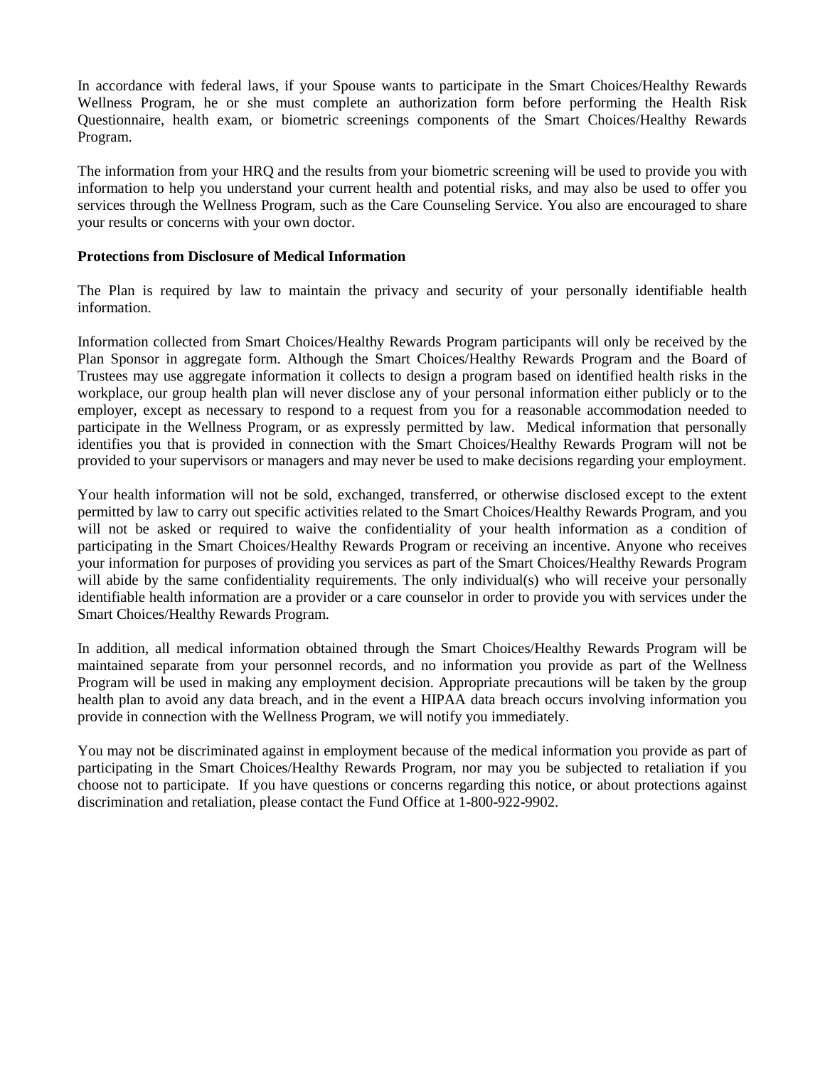In accordance with federal laws, if your Spouse wants to participate in the Smart Choices/Healthy Rewards Wellness Program, he or she must complete an authorization form before performing the Health Risk Questionnaire, health exam, or biometric screenings components of the Smart Choices/Healthy Rewards Program.

The information from your HRQ and the results from your biometric screening will be used to provide you with information to help you understand your current health and potential risks, and may also be used to offer you services through the Wellness Program, such as the Care Counseling Service. You also are encouraged to share your results or concerns with your own doctor.

**Protections from Disclosure of Medical Information**

The Plan is required by law to maintain the privacy and security of your personally identifiable health information.

Information collected from Smart Choices/Healthy Rewards Program participants will only be received by the Plan Sponsor in aggregate form. Although the Smart Choices/Healthy Rewards Program and the Board of Trustees may use aggregate information it collects to design a program based on identified health risks in the workplace, our group health plan will never disclose any of your personal information either publicly or to the employer, except as necessary to respond to a request from you for a reasonable accommodation needed to participate in the Wellness Program, or as expressly permitted by law. Medical information that personally identifies you that is provided in connection with the Smart Choices/Healthy Rewards Program will not be provided to your supervisors or managers and may never be used to make decisions regarding your employment.

Your health information will not be sold, exchanged, transferred, or otherwise disclosed except to the extent permitted by law to carry out specific activities related to the Smart Choices/Healthy Rewards Program, and you will not be asked or required to waive the confidentiality of your health information as a condition of participating in the Smart Choices/Healthy Rewards Program or receiving an incentive. Anyone who receives your information for purposes of providing you services as part of the Smart Choices/Healthy Rewards Program will abide by the same confidentiality requirements. The only individual(s) who will receive your personally identifiable health information are a provider or a care counselor in order to provide you with services under the Smart Choices/Healthy Rewards Program.

In addition, all medical information obtained through the Smart Choices/Healthy Rewards Program will be maintained separate from your personnel records, and no information you provide as part of the Wellness Program will be used in making any employment decision. Appropriate precautions will be taken by the group health plan to avoid any data breach, and in the event a HIPAA data breach occurs involving information you provide in connection with the Wellness Program, we will notify you immediately.

You may not be discriminated against in employment because of the medical information you provide as part of participating in the Smart Choices/Healthy Rewards Program, nor may you be subjected to retaliation if you choose not to participate. If you have questions or concerns regarding this notice, or about protections against discrimination and retaliation, please contact the Fund Office at 1-800-922-9902.